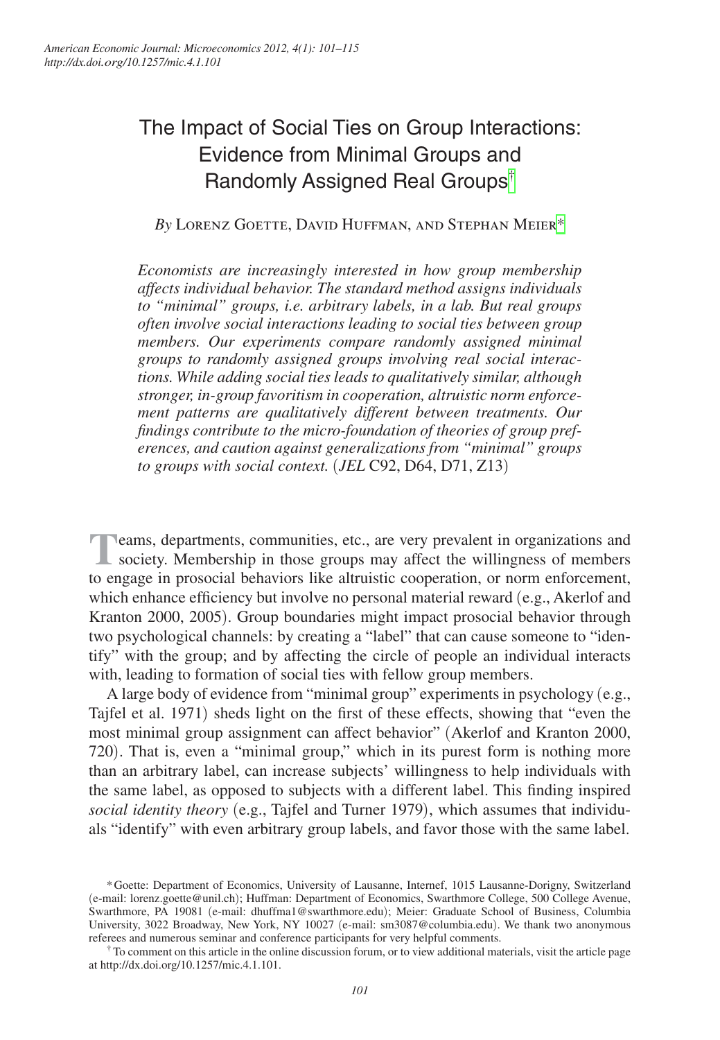# The Impact of Social Ties on Group Interactions: Evidence from Minimal Groups and Randomly Assigned Real Groups[†]

*By* Lorenz Goette, David Huffman, and Stephan Meier[*]

*Economists are increasingly interested in how group membership affects individual behavior. The standard method assigns individuals to "minimal" groups, i.e. arbitrary labels, in a lab. But real groups often involve social interactions leading to social ties between group members. Our experiments compare randomly assigned minimal groups to randomly assigned groups involving real social interactions. While adding social ties leads to qualitatively similar, although stronger, in-group favoritism in cooperation, altruistic norm enforcement patterns are qualitatively different between treatments. Our findings contribute to the micro-foundation of theories of group preferences, and caution against generalizations from "minimal" groups to groups with social context.* (*JEL* C92, D64, D71, Z13)

Teams, departments, communities, etc., are very prevalent in organizations and society. Membership in those groups may affect the willingness of members to engage in prosocial behaviors like altruistic cooperation, or norm enforcement, which enhance efficiency but involve no personal material reward (e.g., Akerlof and Kranton 2000, 2005). Group boundaries might impact prosocial behavior through two psychological channels: by creating a "label" that can cause someone to "identify" with the group; and by affecting the circle of people an individual interacts with, leading to formation of social ties with fellow group members.

A large body of evidence from "minimal group" experiments in psychology (e.g., Tajfel et al. 1971) sheds light on the first of these effects, showing that "even the most minimal group assignment can affect behavior" (Akerlof and Kranton 2000, 720). That is, even a "minimal group," which in its purest form is nothing more than an arbitrary label, can increase subjects' willingness to help individuals with the same label, as opposed to subjects with a different label. This finding inspired *social identity theory* (e.g., Tajfel and Turner 1979), which assumes that individuals "identify" with even arbitrary group labels, and favor those with the same label.

---

[*] Goette: Department of Economics, University of Lausanne, Internef, 1015 Lausanne-Dorigny, Switzerland (e-mail: lorenz.goette@unil.ch); Huffman: Department of Economics, Swarthmore College, 500 College Avenue, Swarthmore, PA 19081 (e-mail: dhuffma1@swarthmore.edu); Meier: Graduate School of Business, Columbia University, 3022 Broadway, New York, NY 10027 (e-mail: sm3087@columbia.edu). We thank two anonymous referees and numerous seminar and conference participants for very helpful comments.

[†] To comment on this article in the online discussion forum, or to view additional materials, visit the article page at http://dx.doi.org/10.1257/mic.4.1.101.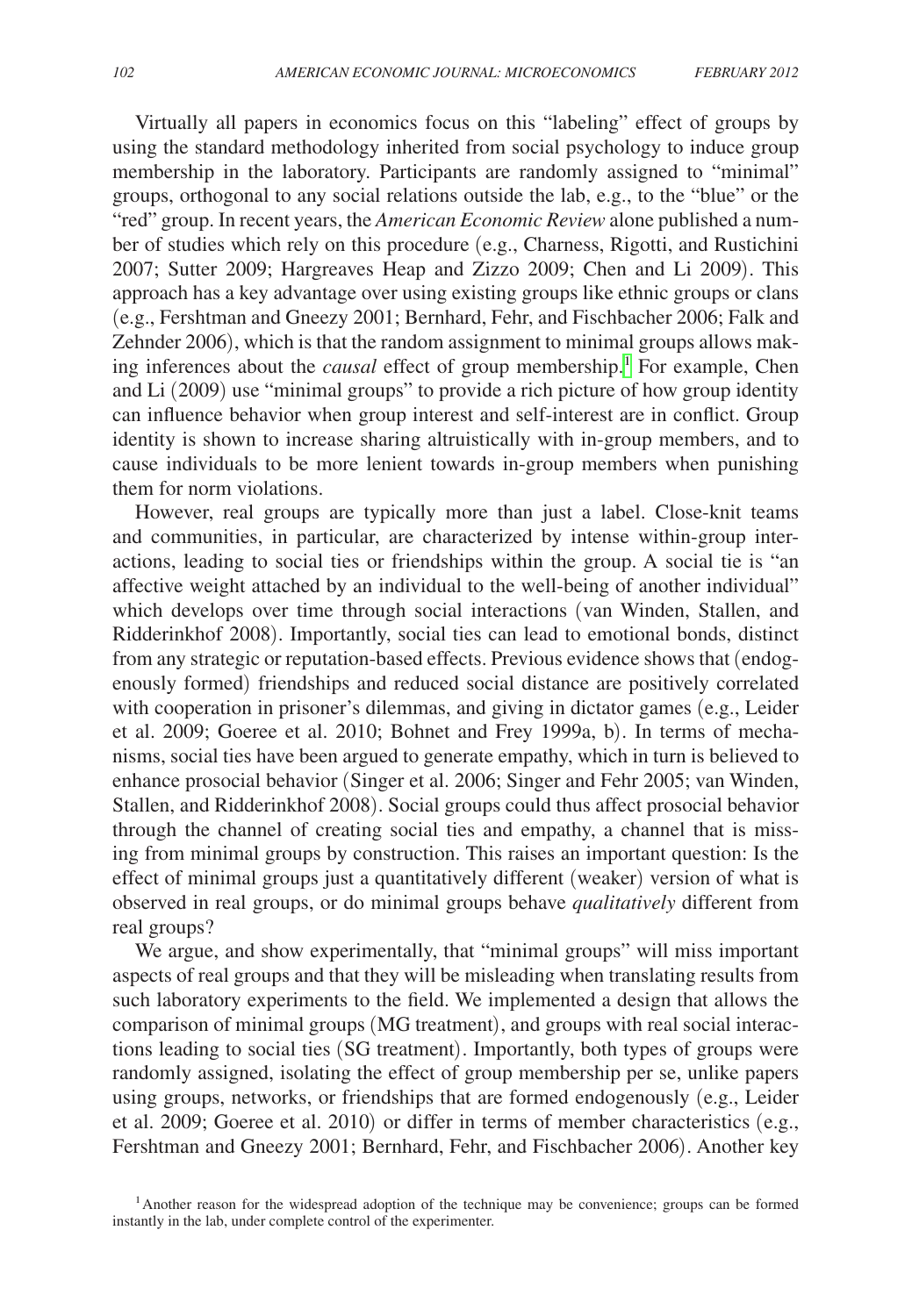Virtually all papers in economics focus on this "labeling" effect of groups by using the standard methodology inherited from social psychology to induce group membership in the laboratory. Participants are randomly assigned to "minimal" groups, orthogonal to any social relations outside the lab, e.g., to the "blue" or the "red" group. In recent years, the *American Economic Review* alone published a number of studies which rely on this procedure (e.g., Charness, Rigotti, and Rustichini 2007; Sutter 2009; Hargreaves Heap and Zizzo 2009; Chen and Li 2009). This approach has a key advantage over using existing groups like ethnic groups or clans (e.g., Fershtman and Gneezy 2001; Bernhard, Fehr, and Fischbacher 2006; Falk and Zehnder 2006), which is that the random assignment to minimal groups allows making inferences about the *causal* effect of group membership.[1] For example, Chen and Li (2009) use "minimal groups" to provide a rich picture of how group identity can influence behavior when group interest and self-interest are in conflict. Group identity is shown to increase sharing altruistically with in-group members, and to cause individuals to be more lenient towards in-group members when punishing them for norm violations.

However, real groups are typically more than just a label. Close-knit teams and communities, in particular, are characterized by intense within-group interactions, leading to social ties or friendships within the group. A social tie is "an affective weight attached by an individual to the well-being of another individual" which develops over time through social interactions (van Winden, Stallen, and Ridderinkhof 2008). Importantly, social ties can lead to emotional bonds, distinct from any strategic or reputation-based effects. Previous evidence shows that (endogenously formed) friendships and reduced social distance are positively correlated with cooperation in prisoner's dilemmas, and giving in dictator games (e.g., Leider et al. 2009; Goeree et al. 2010; Bohnet and Frey 1999a, b). In terms of mechanisms, social ties have been argued to generate empathy, which in turn is believed to enhance prosocial behavior (Singer et al. 2006; Singer and Fehr 2005; van Winden, Stallen, and Ridderinkhof 2008). Social groups could thus affect prosocial behavior through the channel of creating social ties and empathy, a channel that is missing from minimal groups by construction. This raises an important question: Is the effect of minimal groups just a quantitatively different (weaker) version of what is observed in real groups, or do minimal groups behave *qualitatively* different from real groups?

We argue, and show experimentally, that "minimal groups" will miss important aspects of real groups and that they will be misleading when translating results from such laboratory experiments to the field. We implemented a design that allows the comparison of minimal groups (MG treatment), and groups with real social interactions leading to social ties (SG treatment). Importantly, both types of groups were randomly assigned, isolating the effect of group membership per se, unlike papers using groups, networks, or friendships that are formed endogenously (e.g., Leider et al. 2009; Goeree et al. 2010) or differ in terms of member characteristics (e.g., Fershtman and Gneezy 2001; Bernhard, Fehr, and Fischbacher 2006). Another key

[1] Another reason for the widespread adoption of the technique may be convenience; groups can be formed instantly in the lab, under complete control of the experimenter.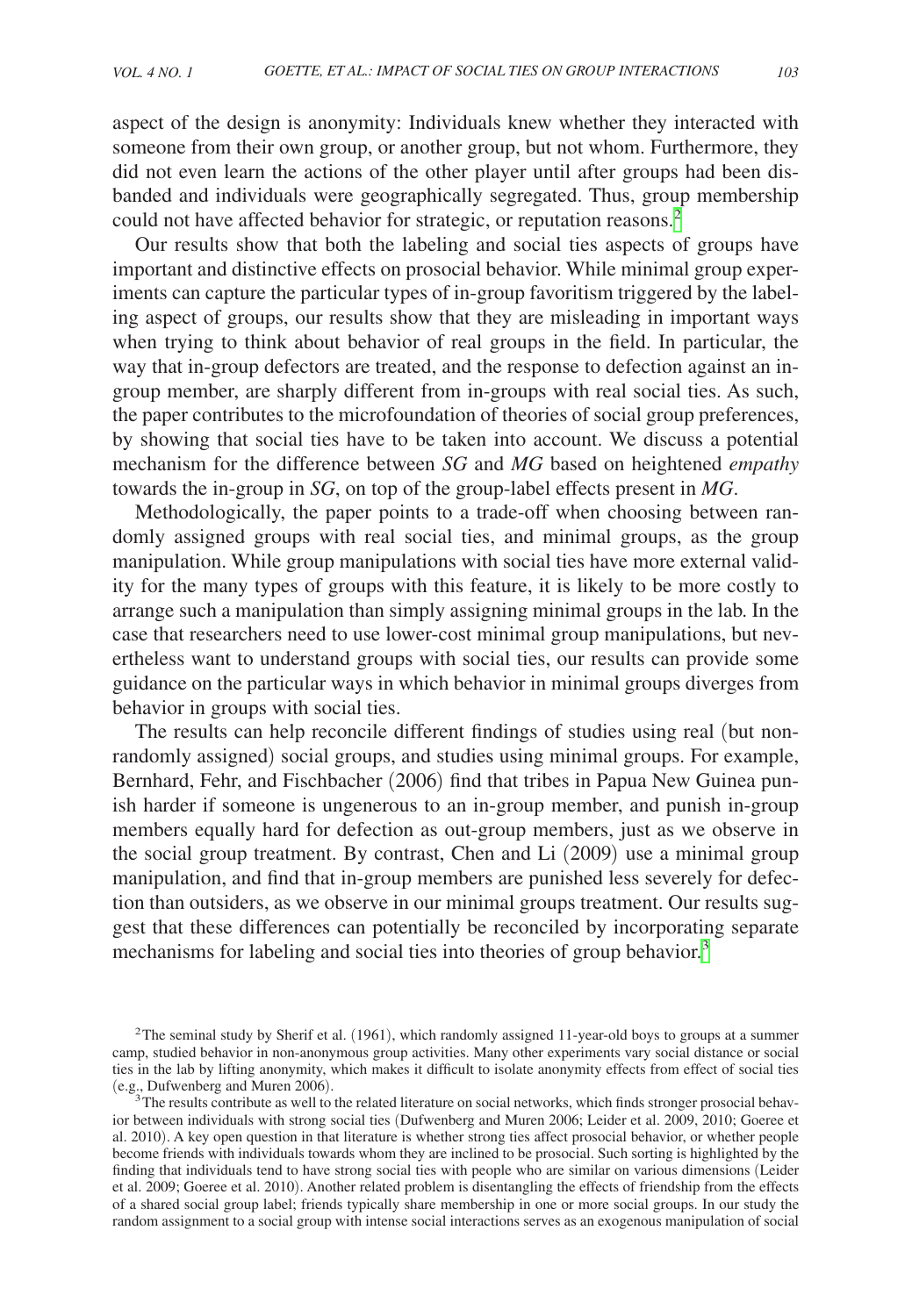aspect of the design is anonymity: Individuals knew whether they interacted with someone from their own group, or another group, but not whom. Furthermore, they did not even learn the actions of the other player until after groups had been disbanded and individuals were geographically segregated. Thus, group membership could not have affected behavior for strategic, or reputation reasons.[2]

Our results show that both the labeling and social ties aspects of groups have important and distinctive effects on prosocial behavior. While minimal group experiments can capture the particular types of in-group favoritism triggered by the labeling aspect of groups, our results show that they are misleading in important ways when trying to think about behavior of real groups in the field. In particular, the way that in-group defectors are treated, and the response to defection against an in-group member, are sharply different from in-groups with real social ties. As such, the paper contributes to the microfoundation of theories of social group preferences, by showing that social ties have to be taken into account. We discuss a potential mechanism for the difference between *SG* and *MG* based on heightened *empathy* towards the in-group in *SG*, on top of the group-label effects present in *MG*.

Methodologically, the paper points to a trade-off when choosing between randomly assigned groups with real social ties, and minimal groups, as the group manipulation. While group manipulations with social ties have more external validity for the many types of groups with this feature, it is likely to be more costly to arrange such a manipulation than simply assigning minimal groups in the lab. In the case that researchers need to use lower-cost minimal group manipulations, but nevertheless want to understand groups with social ties, our results can provide some guidance on the particular ways in which behavior in minimal groups diverges from behavior in groups with social ties.

The results can help reconcile different findings of studies using real (but non-randomly assigned) social groups, and studies using minimal groups. For example, Bernhard, Fehr, and Fischbacher (2006) find that tribes in Papua New Guinea punish harder if someone is ungenerous to an in-group member, and punish in-group members equally hard for defection as out-group members, just as we observe in the social group treatment. By contrast, Chen and Li (2009) use a minimal group manipulation, and find that in-group members are punished less severely for defection than outsiders, as we observe in our minimal groups treatment. Our results suggest that these differences can potentially be reconciled by incorporating separate mechanisms for labeling and social ties into theories of group behavior.[3]

[2] The seminal study by Sherif et al. (1961), which randomly assigned 11-year-old boys to groups at a summer camp, studied behavior in non-anonymous group activities. Many other experiments vary social distance or social ties in the lab by lifting anonymity, which makes it difficult to isolate anonymity effects from effect of social ties (e.g., Dufwenberg and Muren 2006).

[3] The results contribute as well to the related literature on social networks, which finds stronger prosocial behavior between individuals with strong social ties (Dufwenberg and Muren 2006; Leider et al. 2009, 2010; Goeree et al. 2010). A key open question in that literature is whether strong ties affect prosocial behavior, or whether people become friends with individuals towards whom they are inclined to be prosocial. Such sorting is highlighted by the finding that individuals tend to have strong social ties with people who are similar on various dimensions (Leider et al. 2009; Goeree et al. 2010). Another related problem is disentangling the effects of friendship from the effects of a shared social group label; friends typically share membership in one or more social groups. In our study the random assignment to a social group with intense social interactions serves as an exogenous manipulation of social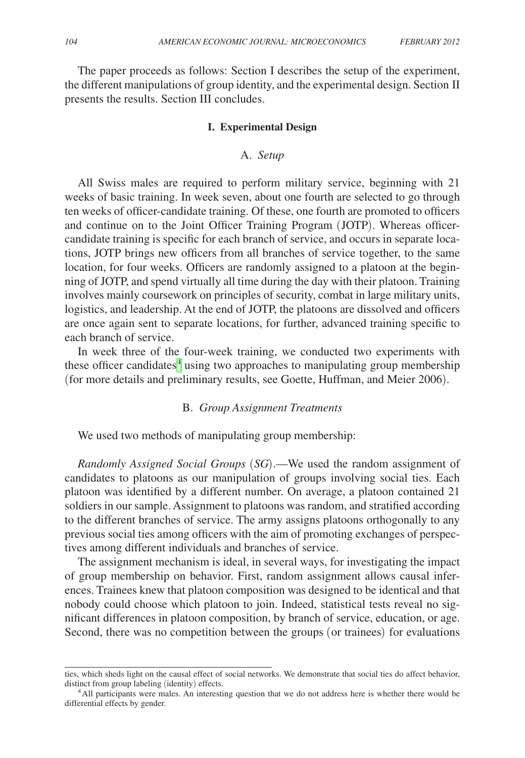The paper proceeds as follows: Section I describes the setup of the experiment, the different manipulations of group identity, and the experimental design. Section II presents the results. Section III concludes.

## I. Experimental Design

### A. *Setup*

All Swiss males are required to perform military service, beginning with 21 weeks of basic training. In week seven, about one fourth are selected to go through ten weeks of officer-candidate training. Of these, one fourth are promoted to officers and continue on to the Joint Officer Training Program (JOTP). Whereas officer-candidate training is specific for each branch of service, and occurs in separate locations, JOTP brings new officers from all branches of service together, to the same location, for four weeks. Officers are randomly assigned to a platoon at the beginning of JOTP, and spend virtually all time during the day with their platoon. Training involves mainly coursework on principles of security, combat in large military units, logistics, and leadership. At the end of JOTP, the platoons are dissolved and officers are once again sent to separate locations, for further, advanced training specific to each branch of service.

In week three of the four-week training, we conducted two experiments with these officer candidates[4] using two approaches to manipulating group membership (for more details and preliminary results, see Goette, Huffman, and Meier 2006).

### B. *Group Assignment Treatments*

We used two methods of manipulating group membership:

*Randomly Assigned Social Groups* (*SG*).—We used the random assignment of candidates to platoons as our manipulation of groups involving social ties. Each platoon was identified by a different number. On average, a platoon contained 21 soldiers in our sample. Assignment to platoons was random, and stratified according to the different branches of service. The army assigns platoons orthogonally to any previous social ties among officers with the aim of promoting exchanges of perspectives among different individuals and branches of service.

The assignment mechanism is ideal, in several ways, for investigating the impact of group membership on behavior. First, random assignment allows causal inferences. Trainees knew that platoon composition was designed to be identical and that nobody could choose which platoon to join. Indeed, statistical tests reveal no significant differences in platoon composition, by branch of service, education, or age. Second, there was no competition between the groups (or trainees) for evaluations

ties, which sheds light on the causal effect of social networks. We demonstrate that social ties do affect behavior, distinct from group labeling (identity) effects.

[4] All participants were males. An interesting question that we do not address here is whether there would be differential effects by gender.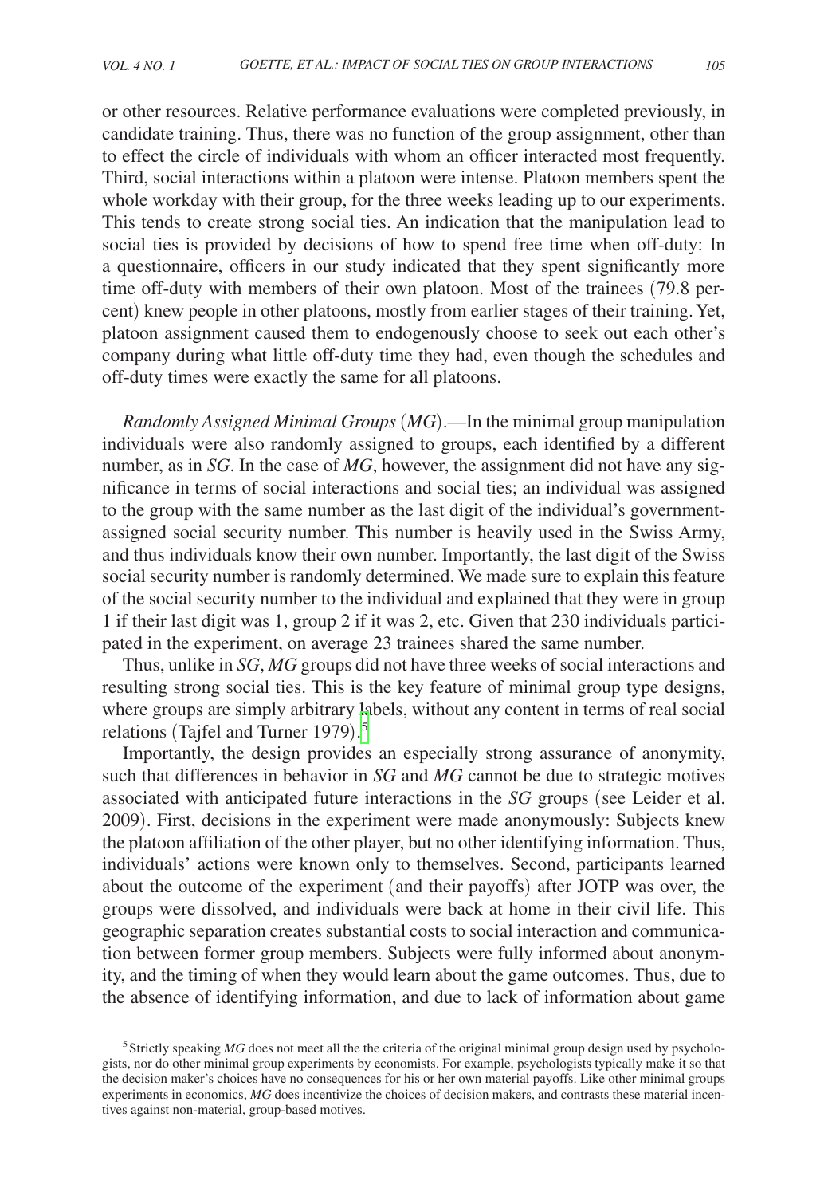or other resources. Relative performance evaluations were completed previously, in candidate training. Thus, there was no function of the group assignment, other than to effect the circle of individuals with whom an officer interacted most frequently. Third, social interactions within a platoon were intense. Platoon members spent the whole workday with their group, for the three weeks leading up to our experiments. This tends to create strong social ties. An indication that the manipulation lead to social ties is provided by decisions of how to spend free time when off-duty: In a questionnaire, officers in our study indicated that they spent significantly more time off-duty with members of their own platoon. Most of the trainees (79.8 percent) knew people in other platoons, mostly from earlier stages of their training. Yet, platoon assignment caused them to endogenously choose to seek out each other's company during what little off-duty time they had, even though the schedules and off-duty times were exactly the same for all platoons.

*Randomly Assigned Minimal Groups* (*MG*).—In the minimal group manipulation individuals were also randomly assigned to groups, each identified by a different number, as in *SG*. In the case of *MG*, however, the assignment did not have any significance in terms of social interactions and social ties; an individual was assigned to the group with the same number as the last digit of the individual's government-assigned social security number. This number is heavily used in the Swiss Army, and thus individuals know their own number. Importantly, the last digit of the Swiss social security number is randomly determined. We made sure to explain this feature of the social security number to the individual and explained that they were in group 1 if their last digit was 1, group 2 if it was 2, etc. Given that 230 individuals participated in the experiment, on average 23 trainees shared the same number.

Thus, unlike in *SG*, *MG* groups did not have three weeks of social interactions and resulting strong social ties. This is the key feature of minimal group type designs, where groups are simply arbitrary labels, without any content in terms of real social relations (Tajfel and Turner 1979).[5]

Importantly, the design provides an especially strong assurance of anonymity, such that differences in behavior in *SG* and *MG* cannot be due to strategic motives associated with anticipated future interactions in the *SG* groups (see Leider et al. 2009). First, decisions in the experiment were made anonymously: Subjects knew the platoon affiliation of the other player, but no other identifying information. Thus, individuals' actions were known only to themselves. Second, participants learned about the outcome of the experiment (and their payoffs) after JOTP was over, the groups were dissolved, and individuals were back at home in their civil life. This geographic separation creates substantial costs to social interaction and communication between former group members. Subjects were fully informed about anonymity, and the timing of when they would learn about the game outcomes. Thus, due to the absence of identifying information, and due to lack of information about game

[5] Strictly speaking *MG* does not meet all the the criteria of the original minimal group design used by psychologists, nor do other minimal group experiments by economists. For example, psychologists typically make it so that the decision maker's choices have no consequences for his or her own material payoffs. Like other minimal groups experiments in economics, *MG* does incentivize the choices of decision makers, and contrasts these material incentives against non-material, group-based motives.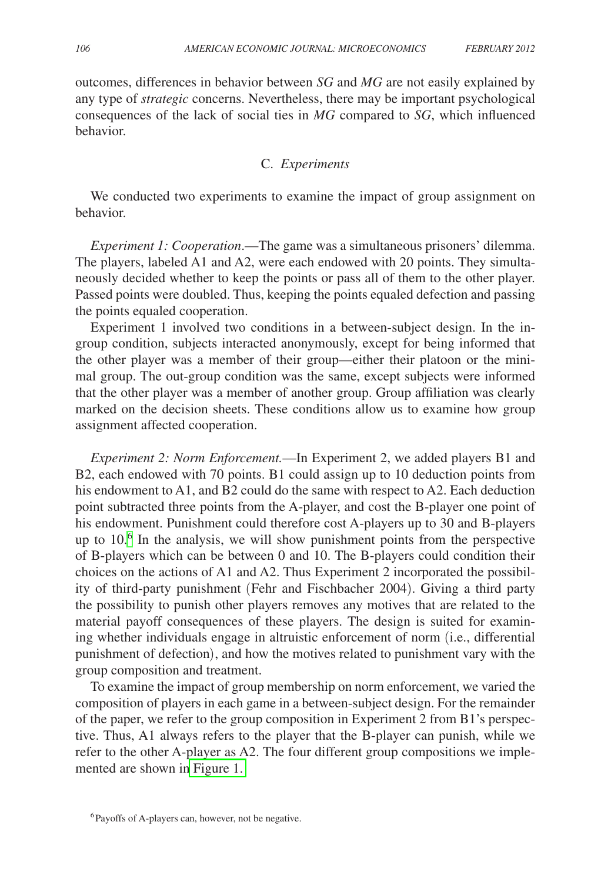outcomes, differences in behavior between *SG* and *MG* are not easily explained by any type of *strategic* concerns. Nevertheless, there may be important psychological consequences of the lack of social ties in *MG* compared to *SG*, which influenced behavior.

### C. *Experiments*

We conducted two experiments to examine the impact of group assignment on behavior.

*Experiment 1: Cooperation*.—The game was a simultaneous prisoners' dilemma. The players, labeled A1 and A2, were each endowed with 20 points. They simultaneously decided whether to keep the points or pass all of them to the other player. Passed points were doubled. Thus, keeping the points equaled defection and passing the points equaled cooperation.

Experiment 1 involved two conditions in a between-subject design. In the in-group condition, subjects interacted anonymously, except for being informed that the other player was a member of their group—either their platoon or the minimal group. The out-group condition was the same, except subjects were informed that the other player was a member of another group. Group affiliation was clearly marked on the decision sheets. These conditions allow us to examine how group assignment affected cooperation.

*Experiment 2: Norm Enforcement.*—In Experiment 2, we added players B1 and B2, each endowed with 70 points. B1 could assign up to 10 deduction points from his endowment to A1, and B2 could do the same with respect to A2. Each deduction point subtracted three points from the A-player, and cost the B-player one point of his endowment. Punishment could therefore cost A-players up to 30 and B-players up to 10.[6] In the analysis, we will show punishment points from the perspective of B-players which can be between 0 and 10. The B-players could condition their choices on the actions of A1 and A2. Thus Experiment 2 incorporated the possibility of third-party punishment (Fehr and Fischbacher 2004). Giving a third party the possibility to punish other players removes any motives that are related to the material payoff consequences of these players. The design is suited for examining whether individuals engage in altruistic enforcement of norm (i.e., differential punishment of defection), and how the motives related to punishment vary with the group composition and treatment.

To examine the impact of group membership on norm enforcement, we varied the composition of players in each game in a between-subject design. For the remainder of the paper, we refer to the group composition in Experiment 2 from B1's perspective. Thus, A1 always refers to the player that the B-player can punish, while we refer to the other A-player as A2. The four different group compositions we implemented are shown in Figure 1.

[6] Payoffs of A-players can, however, not be negative.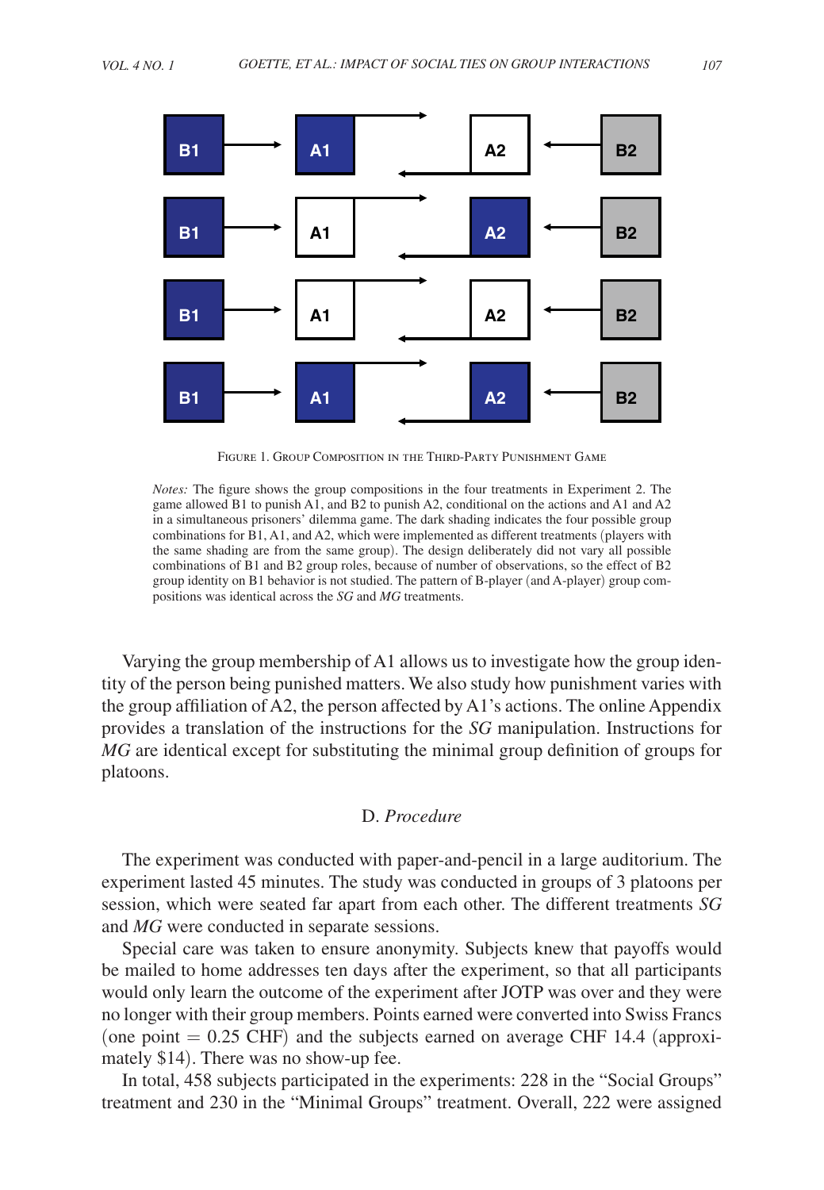Figure 1. Group Composition in the Third-Party Punishment Game

*Notes:* The figure shows the group compositions in the four treatments in Experiment 2. The game allowed B1 to punish A1, and B2 to punish A2, conditional on the actions and A1 and A2 in a simultaneous prisoners' dilemma game. The dark shading indicates the four possible group combinations for B1, A1, and A2, which were implemented as different treatments (players with the same shading are from the same group). The design deliberately did not vary all possible combinations of B1 and B2 group roles, because of number of observations, so the effect of B2 group identity on B1 behavior is not studied. The pattern of B-player (and A-player) group compositions was identical across the *SG* and *MG* treatments.

Varying the group membership of A1 allows us to investigate how the group identity of the person being punished matters. We also study how punishment varies with the group affiliation of A2, the person affected by A1's actions. The online Appendix provides a translation of the instructions for the *SG* manipulation. Instructions for *MG* are identical except for substituting the minimal group definition of groups for platoons.

## D. *Procedure*

The experiment was conducted with paper-and-pencil in a large auditorium. The experiment lasted 45 minutes. The study was conducted in groups of 3 platoons per session, which were seated far apart from each other. The different treatments *SG* and *MG* were conducted in separate sessions.

Special care was taken to ensure anonymity. Subjects knew that payoffs would be mailed to home addresses ten days after the experiment, so that all participants would only learn the outcome of the experiment after JOTP was over and they were no longer with their group members. Points earned were converted into Swiss Francs (one point = 0.25 CHF) and the subjects earned on average CHF 14.4 (approximately $14). There was no show-up fee.

In total, 458 subjects participated in the experiments: 228 in the "Social Groups" treatment and 230 in the "Minimal Groups" treatment. Overall, 222 were assigned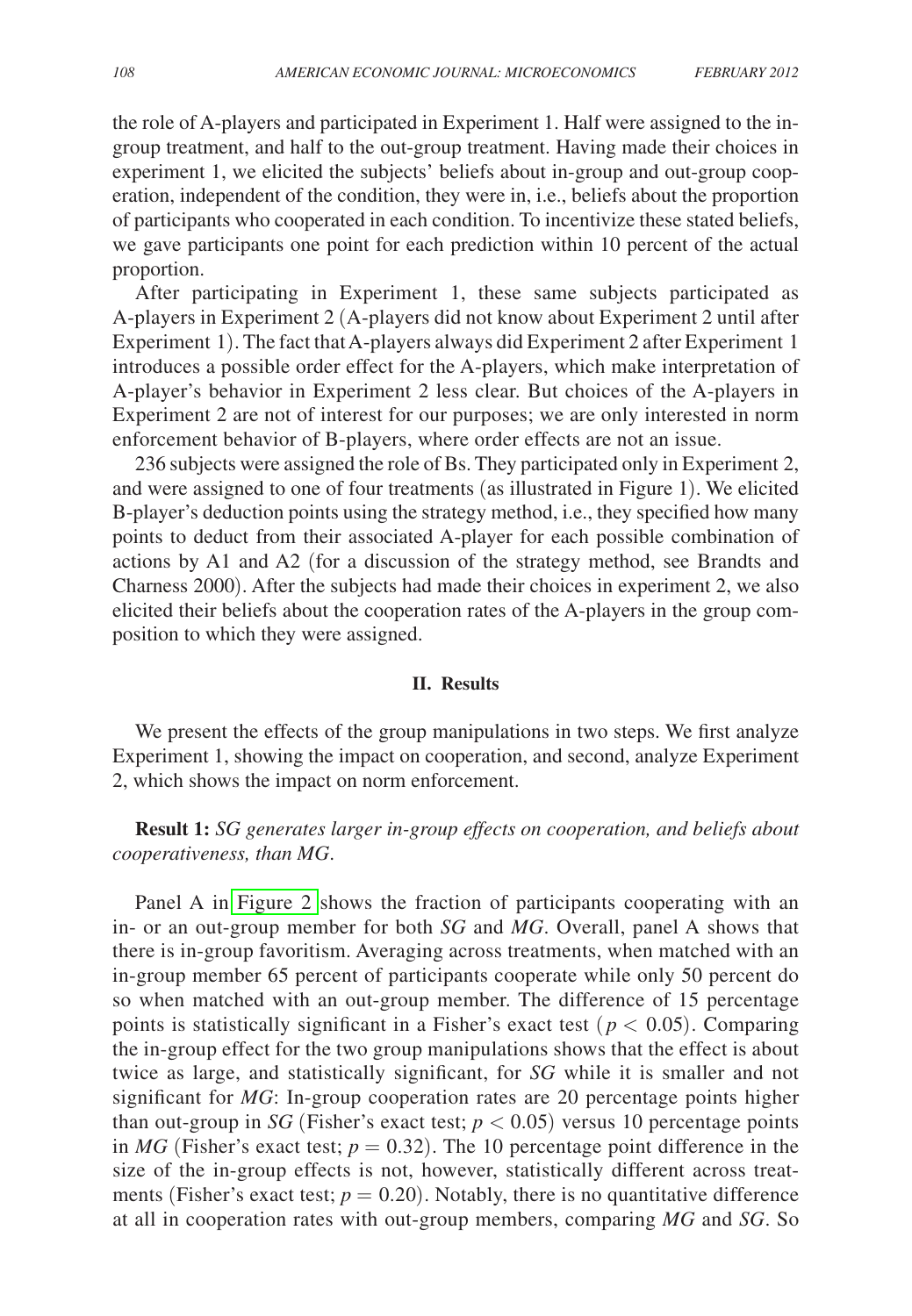the role of A-players and participated in Experiment 1. Half were assigned to the in-group treatment, and half to the out-group treatment. Having made their choices in experiment 1, we elicited the subjects' beliefs about in-group and out-group cooperation, independent of the condition, they were in, i.e., beliefs about the proportion of participants who cooperated in each condition. To incentivize these stated beliefs, we gave participants one point for each prediction within 10 percent of the actual proportion.

After participating in Experiment 1, these same subjects participated as A-players in Experiment 2 (A-players did not know about Experiment 2 until after Experiment 1). The fact that A-players always did Experiment 2 after Experiment 1 introduces a possible order effect for the A-players, which make interpretation of A-player's behavior in Experiment 2 less clear. But choices of the A-players in Experiment 2 are not of interest for our purposes; we are only interested in norm enforcement behavior of B-players, where order effects are not an issue.

236 subjects were assigned the role of Bs. They participated only in Experiment 2, and were assigned to one of four treatments (as illustrated in Figure 1). We elicited B-player's deduction points using the strategy method, i.e., they specified how many points to deduct from their associated A-player for each possible combination of actions by A1 and A2 (for a discussion of the strategy method, see Brandts and Charness 2000). After the subjects had made their choices in experiment 2, we also elicited their beliefs about the cooperation rates of the A-players in the group composition to which they were assigned.

## II. Results

We present the effects of the group manipulations in two steps. We first analyze Experiment 1, showing the impact on cooperation, and second, analyze Experiment 2, which shows the impact on norm enforcement.

**Result 1:** *SG generates larger in-group effects on cooperation, and beliefs about cooperativeness, than MG.*

Panel A in Figure 2 shows the fraction of participants cooperating with an in- or an out-group member for both *SG* and *MG*. Overall, panel A shows that there is in-group favoritism. Averaging across treatments, when matched with an in-group member 65 percent of participants cooperate while only 50 percent do so when matched with an out-group member. The difference of 15 percentage points is statistically significant in a Fisher's exact test ($p < 0.05$). Comparing the in-group effect for the two group manipulations shows that the effect is about twice as large, and statistically significant, for *SG* while it is smaller and not significant for *MG*: In-group cooperation rates are 20 percentage points higher than out-group in *SG* (Fisher's exact test; $p < 0.05$) versus 10 percentage points in *MG* (Fisher's exact test; $p = 0.32$). The 10 percentage point difference in the size of the in-group effects is not, however, statistically different across treatments (Fisher's exact test; $p = 0.20$). Notably, there is no quantitative difference at all in cooperation rates with out-group members, comparing *MG* and *SG*. So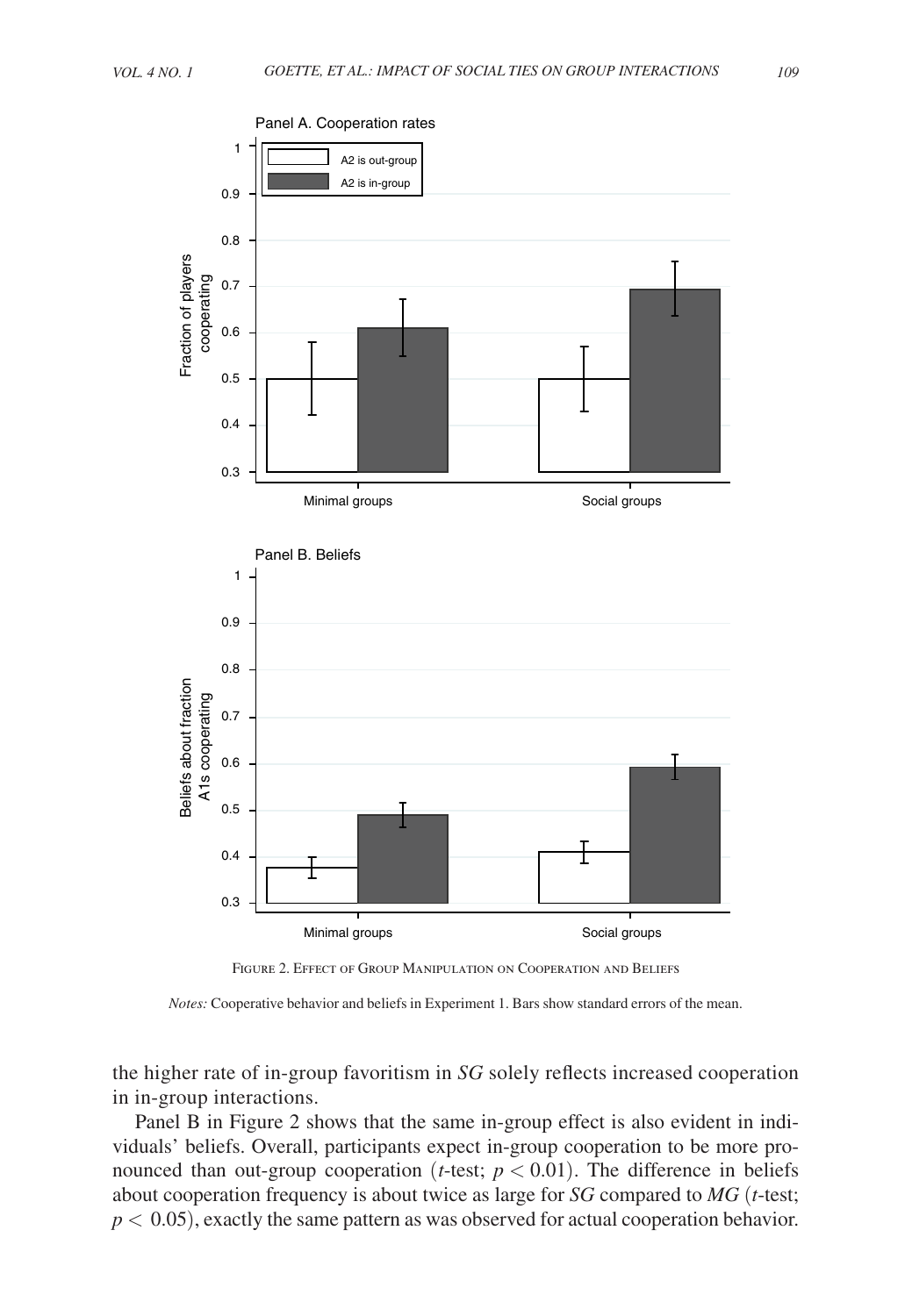FIGURE 2. EFFECT OF GROUP MANIPULATION ON COOPERATION AND BELIEFS

*Notes:* Cooperative behavior and beliefs in Experiment 1. Bars show standard errors of the mean.

the higher rate of in-group favoritism in *SG* solely reflects increased cooperation in in-group interactions.

Panel B in Figure 2 shows that the same in-group effect is also evident in individuals' beliefs. Overall, participants expect in-group cooperation to be more pronounced than out-group cooperation ($t$-test; $p < 0.01$). The difference in beliefs about cooperation frequency is about twice as large for *SG* compared to *MG* ($t$-test; $p < 0.05$), exactly the same pattern as was observed for actual cooperation behavior.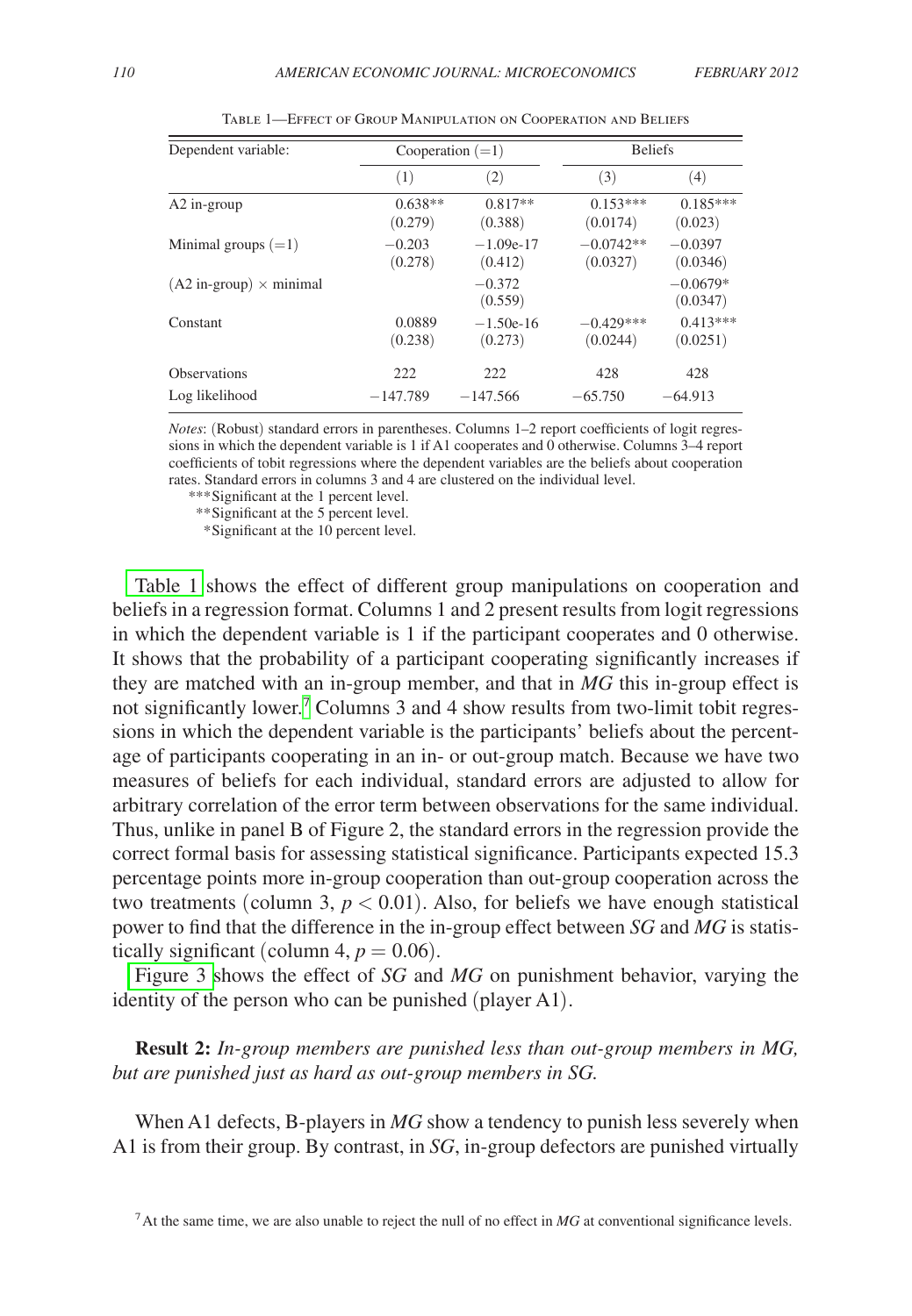Table 1—Effect of Group Manipulation on Cooperation and Beliefs

| Dependent variable: | Cooperation (=1) | | Beliefs | |
|---|---|---|---|---|
| | (1) | (2) | (3) | (4) |
| A2 in-group | 0.638** | 0.817** | 0.153*** | 0.185*** |
| | (0.279) | (0.388) | (0.0174) | (0.023) |
| Minimal groups (=1) | −0.203 | −1.09e-17 | −0.0742** | −0.0397 |
| | (0.278) | (0.412) | (0.0327) | (0.0346) |
| (A2 in-group) × minimal | | −0.372 | | −0.0679* |
| | | (0.559) | | (0.0347) |
| Constant | 0.0889 | −1.50e-16 | −0.429*** | 0.413*** |
| | (0.238) | (0.273) | (0.0244) | (0.0251) |
| Observations | 222 | 222 | 428 | 428 |
| Log likelihood | −147.789 | −147.566 | −65.750 | −64.913 |

*Notes*: (Robust) standard errors in parentheses. Columns 1–2 report coefficients of logit regressions in which the dependent variable is 1 if A1 cooperates and 0 otherwise. Columns 3–4 report coefficients of tobit regressions where the dependent variables are the beliefs about cooperation rates. Standard errors in columns 3 and 4 are clustered on the individual level.

***Significant at the 1 percent level.

**Significant at the 5 percent level.

*Significant at the 10 percent level.

Table 1 shows the effect of different group manipulations on cooperation and beliefs in a regression format. Columns 1 and 2 present results from logit regressions in which the dependent variable is 1 if the participant cooperates and 0 otherwise. It shows that the probability of a participant cooperating significantly increases if they are matched with an in-group member, and that in *MG* this in-group effect is not significantly lower.[7] Columns 3 and 4 show results from two-limit tobit regressions in which the dependent variable is the participants' beliefs about the percentage of participants cooperating in an in- or out-group match. Because we have two measures of beliefs for each individual, standard errors are adjusted to allow for arbitrary correlation of the error term between observations for the same individual. Thus, unlike in panel B of Figure 2, the standard errors in the regression provide the correct formal basis for assessing statistical significance. Participants expected 15.3 percentage points more in-group cooperation than out-group cooperation across the two treatments (column 3, $p < 0.01$). Also, for beliefs we have enough statistical power to find that the difference in the in-group effect between *SG* and *MG* is statistically significant (column 4, $p = 0.06$).

Figure 3 shows the effect of *SG* and *MG* on punishment behavior, varying the identity of the person who can be punished (player A1).

**Result 2:** *In-group members are punished less than out-group members in MG, but are punished just as hard as out-group members in SG.*

When A1 defects, B-players in *MG* show a tendency to punish less severely when A1 is from their group. By contrast, in *SG*, in-group defectors are punished virtually

[7] At the same time, we are also unable to reject the null of no effect in *MG* at conventional significance levels.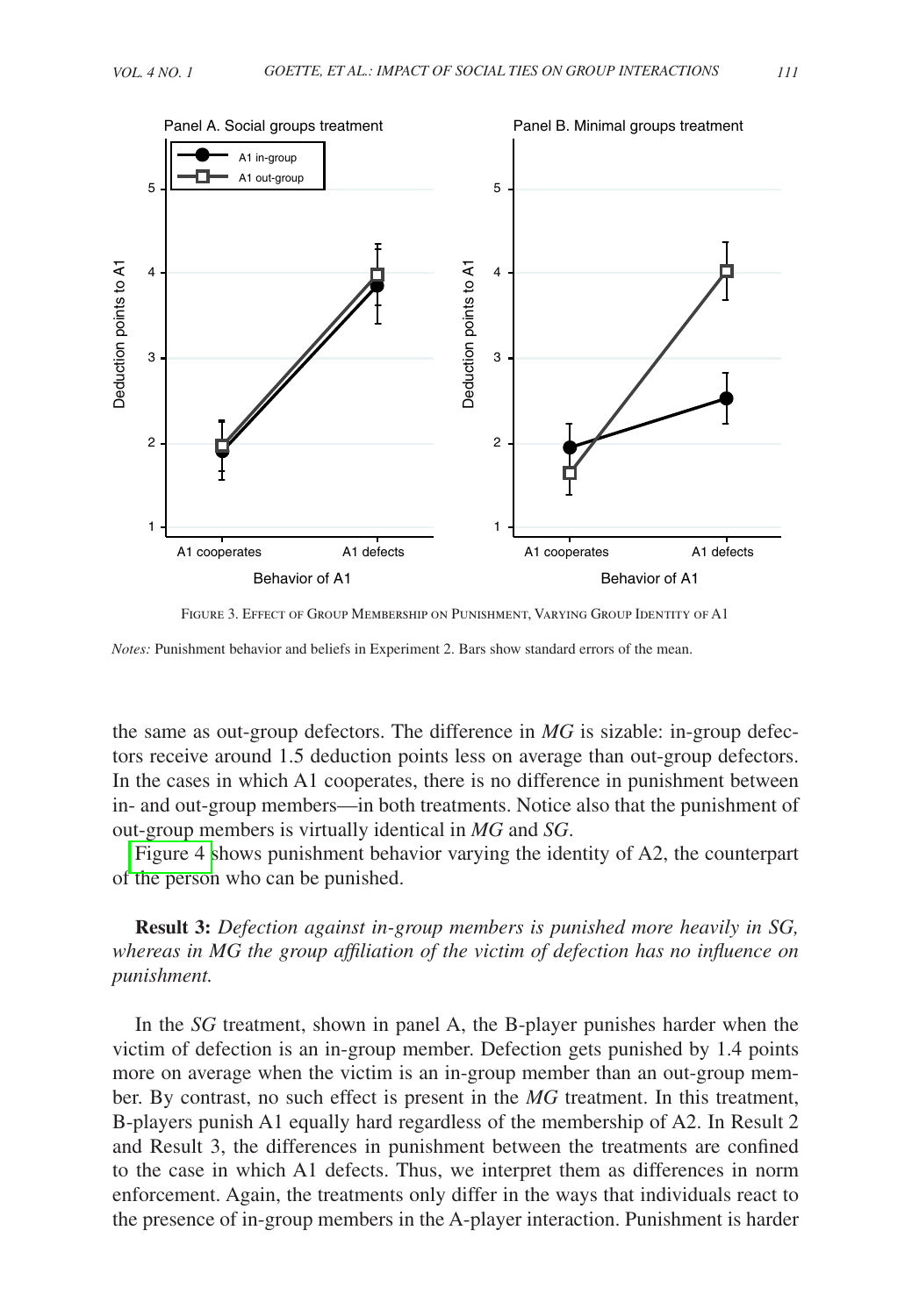Figure 3. Effect of Group Membership on Punishment, Varying Group Identity of A1

*Notes:* Punishment behavior and beliefs in Experiment 2. Bars show standard errors of the mean.

the same as out-group defectors. The difference in *MG* is sizable: in-group defectors receive around 1.5 deduction points less on average than out-group defectors. In the cases in which A1 cooperates, there is no difference in punishment between in- and out-group members—in both treatments. Notice also that the punishment of out-group members is virtually identical in *MG* and *SG*.

Figure 4 shows punishment behavior varying the identity of A2, the counterpart of the person who can be punished.

**Result 3:** *Defection against in-group members is punished more heavily in SG, whereas in MG the group affiliation of the victim of defection has no influence on punishment.*

In the *SG* treatment, shown in panel A, the B-player punishes harder when the victim of defection is an in-group member. Defection gets punished by 1.4 points more on average when the victim is an in-group member than an out-group member. By contrast, no such effect is present in the *MG* treatment. In this treatment, B-players punish A1 equally hard regardless of the membership of A2. In Result 2 and Result 3, the differences in punishment between the treatments are confined to the case in which A1 defects. Thus, we interpret them as differences in norm enforcement. Again, the treatments only differ in the ways that individuals react to the presence of in-group members in the A-player interaction. Punishment is harder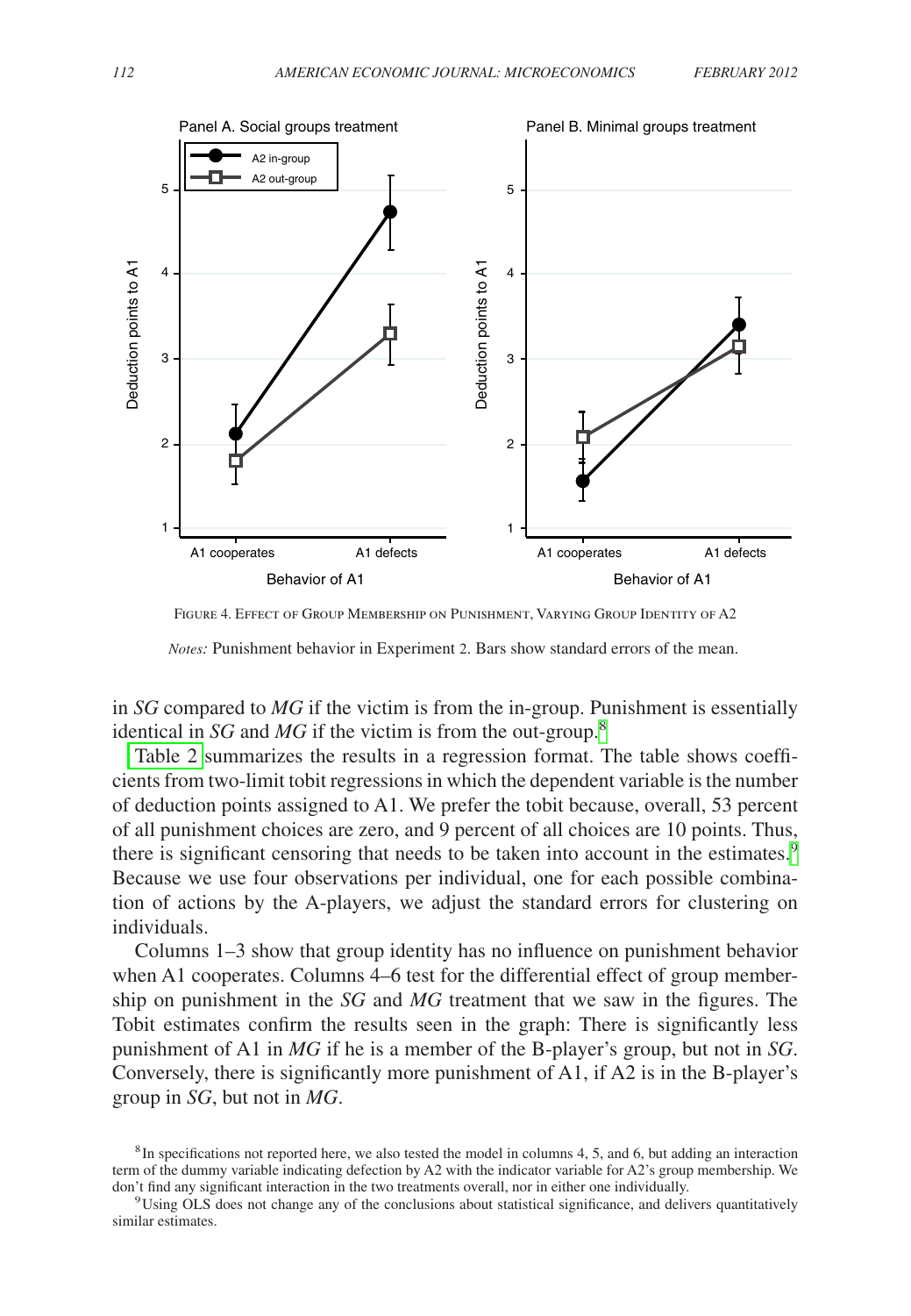Figure 4. Effect of Group Membership on Punishment, Varying Group Identity of A2

*Notes:* Punishment behavior in Experiment 2. Bars show standard errors of the mean.

in *SG* compared to *MG* if the victim is from the in-group. Punishment is essentially identical in *SG* and *MG* if the victim is from the out-group.[8]

Table 2 summarizes the results in a regression format. The table shows coefficients from two-limit tobit regressions in which the dependent variable is the number of deduction points assigned to A1. We prefer the tobit because, overall, 53 percent of all punishment choices are zero, and 9 percent of all choices are 10 points. Thus, there is significant censoring that needs to be taken into account in the estimates.[9] Because we use four observations per individual, one for each possible combination of actions by the A-players, we adjust the standard errors for clustering on individuals.

Columns 1–3 show that group identity has no influence on punishment behavior when A1 cooperates. Columns 4–6 test for the differential effect of group membership on punishment in the *SG* and *MG* treatment that we saw in the figures. The Tobit estimates confirm the results seen in the graph: There is significantly less punishment of A1 in *MG* if he is a member of the B-player's group, but not in *SG*. Conversely, there is significantly more punishment of A1, if A2 is in the B-player's group in *SG*, but not in *MG*.

[8] In specifications not reported here, we also tested the model in columns 4, 5, and 6, but adding an interaction term of the dummy variable indicating defection by A2 with the indicator variable for A2's group membership. We don't find any significant interaction in the two treatments overall, nor in either one individually.

[9] Using OLS does not change any of the conclusions about statistical significance, and delivers quantitatively similar estimates.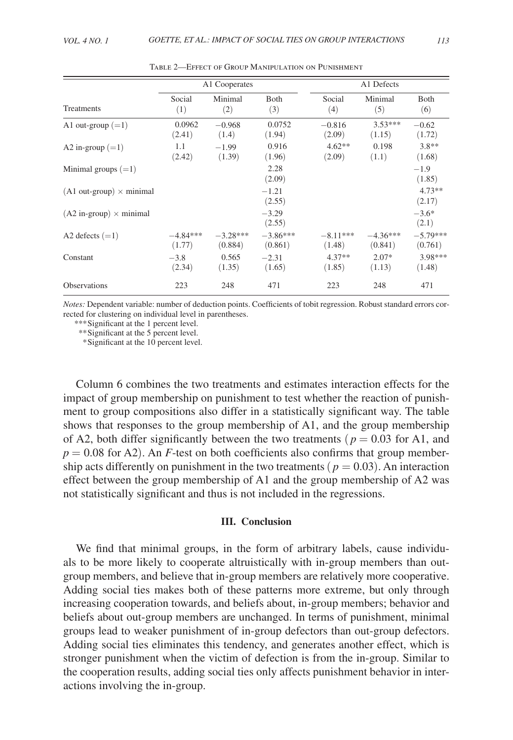Table 2—Effect of Group Manipulation on Punishment

| | A1 Cooperates | | | A1 Defects | | |
|---|---|---|---|---|---|---|
| Treatments | Social (1) | Minimal (2) | Both (3) | Social (4) | Minimal (5) | Both (6) |
| A1 out-group (=1) | 0.0962 | −0.968 | 0.0752 | −0.816 | 3.53*** | −0.62 |
| | (2.41) | (1.4) | (1.94) | (2.09) | (1.15) | (1.72) |
| A2 in-group (=1) | 1.1 | −1.99 | 0.916 | 4.62** | 0.198 | 3.8** |
| | (2.42) | (1.39) | (1.96) | (2.09) | (1.1) | (1.68) |
| Minimal groups (=1) | | | 2.28 | | | −1.9 |
| | | | (2.09) | | | (1.85) |
| (A1 out-group) × minimal | | | −1.21 | | | 4.73** |
| | | | (2.55) | | | (2.17) |
| (A2 in-group) × minimal | | | −3.29 | | | −3.6* |
| | | | (2.55) | | | (2.1) |
| A2 defects (=1) | −4.84*** | −3.28*** | −3.86*** | −8.11*** | −4.36*** | −5.79*** |
| | (1.77) | (0.884) | (0.861) | (1.48) | (0.841) | (0.761) |
| Constant | −3.8 | 0.565 | −2.31 | 4.37** | 2.07* | 3.98*** |
| | (2.34) | (1.35) | (1.65) | (1.85) | (1.13) | (1.48) |
| Observations | 223 | 248 | 471 | 223 | 248 | 471 |

*Notes:* Dependent variable: number of deduction points. Coefficients of tobit regression. Robust standard errors corrected for clustering on individual level in parentheses.

*** Significant at the 1 percent level.

** Significant at the 5 percent level.

* Significant at the 10 percent level.

Column 6 combines the two treatments and estimates interaction effects for the impact of group membership on punishment to test whether the reaction of punishment to group compositions also differ in a statistically significant way. The table shows that responses to the group membership of A1, and the group membership of A2, both differ significantly between the two treatments ($p = 0.03$ for A1, and $p = 0.08$ for A2). An $F$-test on both coefficients also confirms that group membership acts differently on punishment in the two treatments ($p = 0.03$). An interaction effect between the group membership of A1 and the group membership of A2 was not statistically significant and thus is not included in the regressions.

### III. Conclusion

We find that minimal groups, in the form of arbitrary labels, cause individuals to be more likely to cooperate altruistically with in-group members than out-group members, and believe that in-group members are relatively more cooperative. Adding social ties makes both of these patterns more extreme, but only through increasing cooperation towards, and beliefs about, in-group members; behavior and beliefs about out-group members are unchanged. In terms of punishment, minimal groups lead to weaker punishment of in-group defectors than out-group defectors. Adding social ties eliminates this tendency, and generates another effect, which is stronger punishment when the victim of defection is from the in-group. Similar to the cooperation results, adding social ties only affects punishment behavior in interactions involving the in-group.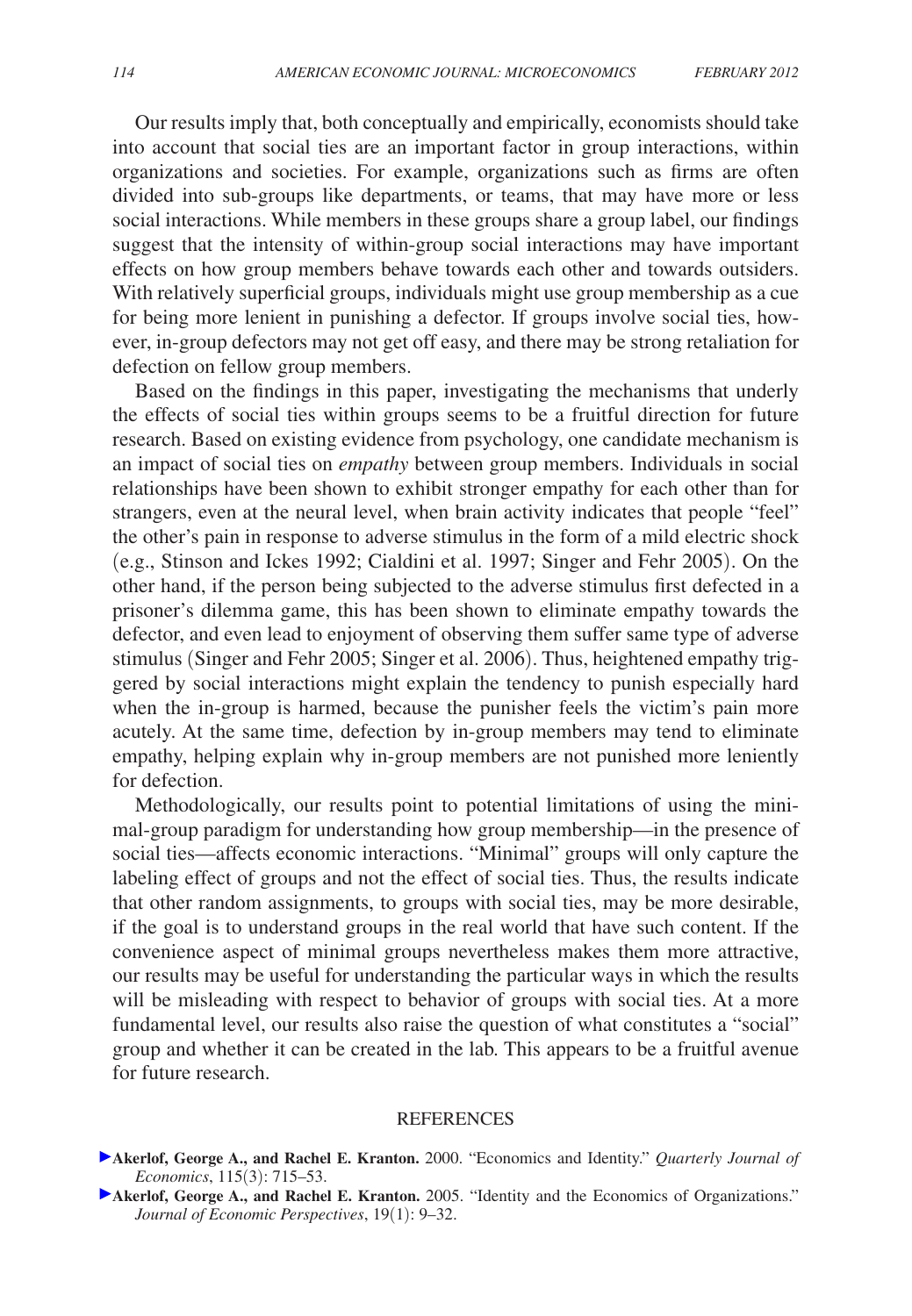Our results imply that, both conceptually and empirically, economists should take into account that social ties are an important factor in group interactions, within organizations and societies. For example, organizations such as firms are often divided into sub-groups like departments, or teams, that may have more or less social interactions. While members in these groups share a group label, our findings suggest that the intensity of within-group social interactions may have important effects on how group members behave towards each other and towards outsiders. With relatively superficial groups, individuals might use group membership as a cue for being more lenient in punishing a defector. If groups involve social ties, however, in-group defectors may not get off easy, and there may be strong retaliation for defection on fellow group members.

Based on the findings in this paper, investigating the mechanisms that underly the effects of social ties within groups seems to be a fruitful direction for future research. Based on existing evidence from psychology, one candidate mechanism is an impact of social ties on *empathy* between group members. Individuals in social relationships have been shown to exhibit stronger empathy for each other than for strangers, even at the neural level, when brain activity indicates that people "feel" the other's pain in response to adverse stimulus in the form of a mild electric shock (e.g., Stinson and Ickes 1992; Cialdini et al. 1997; Singer and Fehr 2005). On the other hand, if the person being subjected to the adverse stimulus first defected in a prisoner's dilemma game, this has been shown to eliminate empathy towards the defector, and even lead to enjoyment of observing them suffer same type of adverse stimulus (Singer and Fehr 2005; Singer et al. 2006). Thus, heightened empathy triggered by social interactions might explain the tendency to punish especially hard when the in-group is harmed, because the punisher feels the victim's pain more acutely. At the same time, defection by in-group members may tend to eliminate empathy, helping explain why in-group members are not punished more leniently for defection.

Methodologically, our results point to potential limitations of using the minimal-group paradigm for understanding how group membership—in the presence of social ties—affects economic interactions. "Minimal" groups will only capture the labeling effect of groups and not the effect of social ties. Thus, the results indicate that other random assignments, to groups with social ties, may be more desirable, if the goal is to understand groups in the real world that have such content. If the convenience aspect of minimal groups nevertheless makes them more attractive, our results may be useful for understanding the particular ways in which the results will be misleading with respect to behavior of groups with social ties. At a more fundamental level, our results also raise the question of what constitutes a "social" group and whether it can be created in the lab. This appears to be a fruitful avenue for future research.

## REFERENCES

**Akerlof, George A., and Rachel E. Kranton.** 2000. "Economics and Identity." *Quarterly Journal of Economics*, 115(3): 715–53.

**Akerlof, George A., and Rachel E. Kranton.** 2005. "Identity and the Economics of Organizations." *Journal of Economic Perspectives*, 19(1): 9–32.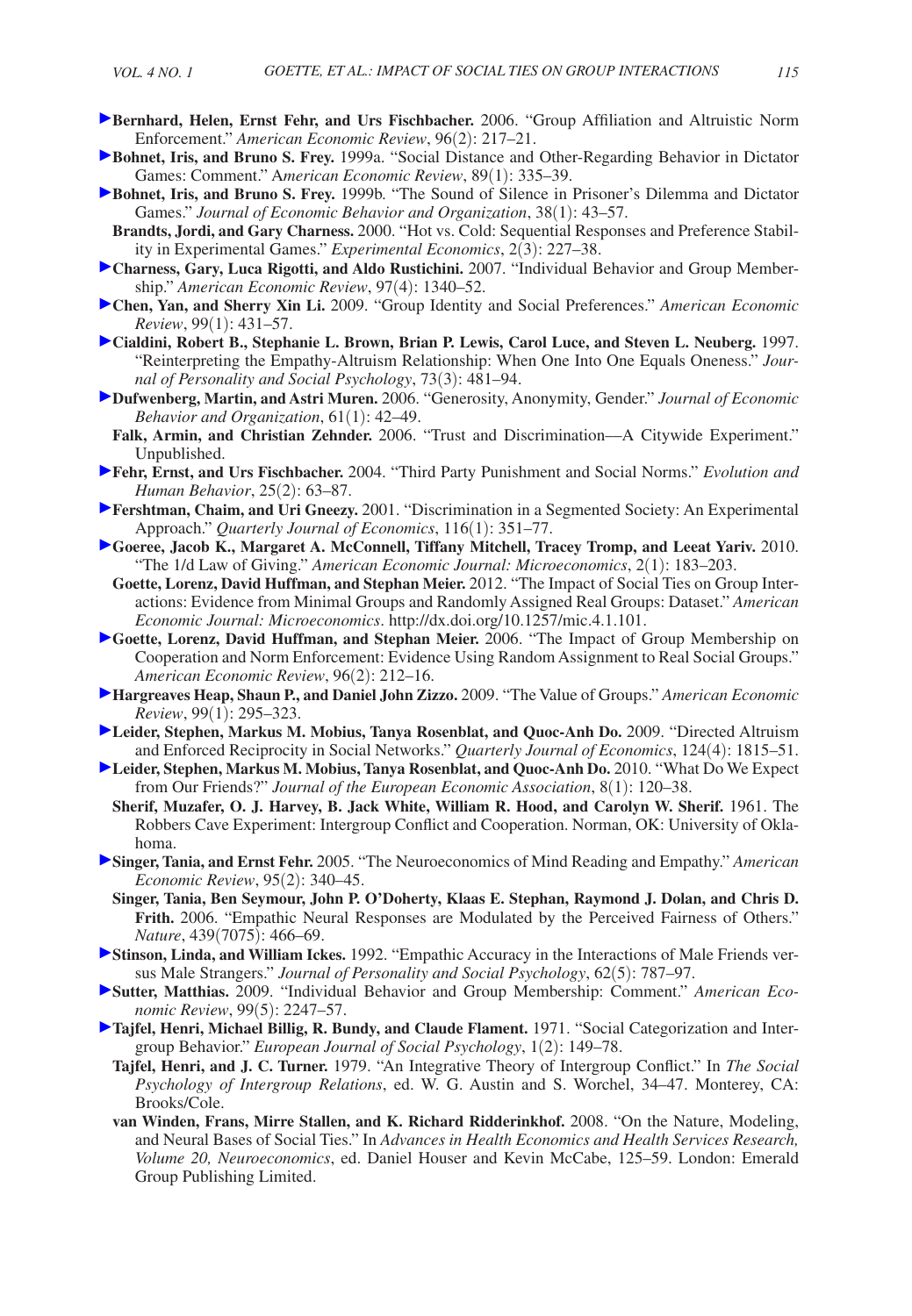**Bernhard, Helen, Ernst Fehr, and Urs Fischbacher.** 2006. "Group Affiliation and Altruistic Norm Enforcement." *American Economic Review*, 96(2): 217–21.

**Bohnet, Iris, and Bruno S. Frey.** 1999a. "Social Distance and Other-Regarding Behavior in Dictator Games: Comment." A*merican Economic Review*, 89(1): 335–39.

**Bohnet, Iris, and Bruno S. Frey.** 1999b. "The Sound of Silence in Prisoner's Dilemma and Dictator Games." *Journal of Economic Behavior and Organization*, 38(1): 43–57.

**Brandts, Jordi, and Gary Charness.** 2000. "Hot vs. Cold: Sequential Responses and Preference Stability in Experimental Games." *Experimental Economics*, 2(3): 227–38.

**Charness, Gary, Luca Rigotti, and Aldo Rustichini.** 2007. "Individual Behavior and Group Membership." *American Economic Review*, 97(4): 1340–52.

**Chen, Yan, and Sherry Xin Li.** 2009. "Group Identity and Social Preferences." *American Economic Review*, 99(1): 431–57.

**Cialdini, Robert B., Stephanie L. Brown, Brian P. Lewis, Carol Luce, and Steven L. Neuberg.** 1997. "Reinterpreting the Empathy-Altruism Relationship: When One Into One Equals Oneness." *Journal of Personality and Social Psychology*, 73(3): 481–94.

**Dufwenberg, Martin, and Astri Muren.** 2006. "Generosity, Anonymity, Gender." *Journal of Economic Behavior and Organization*, 61(1): 42–49.

**Falk, Armin, and Christian Zehnder.** 2006. "Trust and Discrimination—A Citywide Experiment." Unpublished.

**Fehr, Ernst, and Urs Fischbacher.** 2004. "Third Party Punishment and Social Norms." *Evolution and Human Behavior*, 25(2): 63–87.

**Fershtman, Chaim, and Uri Gneezy.** 2001. "Discrimination in a Segmented Society: An Experimental Approach." *Quarterly Journal of Economics*, 116(1): 351–77.

**Goeree, Jacob K., Margaret A. McConnell, Tiffany Mitchell, Tracey Tromp, and Leeat Yariv.** 2010. "The 1/d Law of Giving." *American Economic Journal: Microeconomics*, 2(1): 183–203.

**Goette, Lorenz, David Huffman, and Stephan Meier.** 2012. "The Impact of Social Ties on Group Interactions: Evidence from Minimal Groups and Randomly Assigned Real Groups: Dataset." *American Economic Journal: Microeconomics*. http://dx.doi.org/10.1257/mic.4.1.101.

**Goette, Lorenz, David Huffman, and Stephan Meier.** 2006. "The Impact of Group Membership on Cooperation and Norm Enforcement: Evidence Using Random Assignment to Real Social Groups." *American Economic Review*, 96(2): 212–16.

**Hargreaves Heap, Shaun P., and Daniel John Zizzo.** 2009. "The Value of Groups." *American Economic Review*, 99(1): 295–323.

**Leider, Stephen, Markus M. Mobius, Tanya Rosenblat, and Quoc-Anh Do.** 2009. "Directed Altruism and Enforced Reciprocity in Social Networks." *Quarterly Journal of Economics*, 124(4): 1815–51.

**Leider, Stephen, Markus M. Mobius, Tanya Rosenblat, and Quoc-Anh Do.** 2010. "What Do We Expect from Our Friends?" *Journal of the European Economic Association*, 8(1): 120–38.

**Sherif, Muzafer, O. J. Harvey, B. Jack White, William R. Hood, and Carolyn W. Sherif.** 1961. The Robbers Cave Experiment: Intergroup Conflict and Cooperation. Norman, OK: University of Oklahoma.

**Singer, Tania, and Ernst Fehr.** 2005. "The Neuroeconomics of Mind Reading and Empathy." *American Economic Review*, 95(2): 340–45.

**Singer, Tania, Ben Seymour, John P. O'Doherty, Klaas E. Stephan, Raymond J. Dolan, and Chris D. Frith.** 2006. "Empathic Neural Responses are Modulated by the Perceived Fairness of Others." *Nature*, 439(7075): 466–69.

**Stinson, Linda, and William Ickes.** 1992. "Empathic Accuracy in the Interactions of Male Friends versus Male Strangers." *Journal of Personality and Social Psychology*, 62(5): 787–97.

**Sutter, Matthias.** 2009. "Individual Behavior and Group Membership: Comment." *American Economic Review*, 99(5): 2247–57.

**Tajfel, Henri, Michael Billig, R. Bundy, and Claude Flament.** 1971. "Social Categorization and Intergroup Behavior." *European Journal of Social Psychology*, 1(2): 149–78.

**Tajfel, Henri, and J. C. Turner.** 1979. "An Integrative Theory of Intergroup Conflict." In *The Social Psychology of Intergroup Relations*, ed. W. G. Austin and S. Worchel, 34–47. Monterey, CA: Brooks/Cole.

**van Winden, Frans, Mirre Stallen, and K. Richard Ridderinkhof.** 2008. "On the Nature, Modeling, and Neural Bases of Social Ties." In *Advances in Health Economics and Health Services Research, Volume 20, Neuroeconomics*, ed. Daniel Houser and Kevin McCabe, 125–59. London: Emerald Group Publishing Limited.